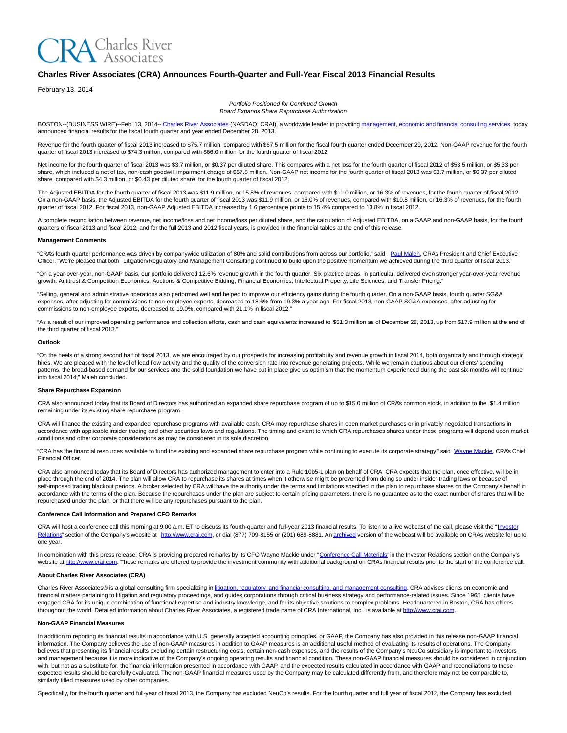# Charles River Associates (CRA) Announces Fourth-Quarter and Full-Year Fiscal 2013 Financial Results

February 13, 2014

*Portfolio Positioned for Continued Growth*
*Board Expands Share Repurchase Authorization*

BOSTON--(BUSINESS WIRE)--Feb. 13, 2014-- Charles River Associates (NASDAQ: CRAI), a worldwide leader in providing management, economic and financial consulting services, today announced financial results for the fiscal fourth quarter and year ended December 28, 2013.

Revenue for the fourth quarter of fiscal 2013 increased to $75.7 million, compared with $67.5 million for the fiscal fourth quarter ended December 29, 2012. Non-GAAP revenue for the fourth quarter of fiscal 2013 increased to $74.3 million, compared with $66.0 million for the fourth quarter of fiscal 2012.

Net income for the fourth quarter of fiscal 2013 was $3.7 million, or $0.37 per diluted share. This compares with a net loss for the fourth quarter of fiscal 2012 of $53.5 million, or $5.33 per share, which included a net of tax, non-cash goodwill impairment charge of $57.8 million. Non-GAAP net income for the fourth quarter of fiscal 2013 was $3.7 million, or $0.37 per diluted share, compared with $4.3 million, or $0.43 per diluted share, for the fourth quarter of fiscal 2012.

The Adjusted EBITDA for the fourth quarter of fiscal 2013 was $11.9 million, or 15.8% of revenues, compared with $11.0 million, or 16.3% of revenues, for the fourth quarter of fiscal 2012. On a non-GAAP basis, the Adjusted EBITDA for the fourth quarter of fiscal 2013 was $11.9 million, or 16.0% of revenues, compared with $10.8 million, or 16.3% of revenues, for the fourth quarter of fiscal 2012. For fiscal 2013, non-GAAP Adjusted EBITDA increased by 1.6 percentage points to 15.4% compared to 13.8% in fiscal 2012.

A complete reconciliation between revenue, net income/loss and net income/loss per diluted share, and the calculation of Adjusted EBITDA, on a GAAP and non-GAAP basis, for the fourth quarters of fiscal 2013 and fiscal 2012, and for the full 2013 and 2012 fiscal years, is provided in the financial tables at the end of this release.

### Management Comments

"CRA's fourth quarter performance was driven by companywide utilization of 80% and solid contributions from across our portfolio," said Paul Maleh, CRA's President and Chief Executive Officer. "We're pleased that both Litigation/Regulatory and Management Consulting continued to build upon the positive momentum we achieved during the third quarter of fiscal 2013."

"On a year-over-year, non-GAAP basis, our portfolio delivered 12.6% revenue growth in the fourth quarter. Six practice areas, in particular, delivered even stronger year-over-year revenue growth: Antitrust & Competition Economics, Auctions & Competitive Bidding, Financial Economics, Intellectual Property, Life Sciences, and Transfer Pricing."

"Selling, general and administrative operations also performed well and helped to improve our efficiency gains during the fourth quarter. On a non-GAAP basis, fourth quarter SG&A expenses, after adjusting for commissions to non-employee experts, decreased to 18.6% from 19.3% a year ago. For fiscal 2013, non-GAAP SG&A expenses, after adjusting for commissions to non-employee experts, decreased to 19.0%, compared with 21.1% in fiscal 2012."

"As a result of our improved operating performance and collection efforts, cash and cash equivalents increased to $51.3 million as of December 28, 2013, up from $17.9 million at the end of the third quarter of fiscal 2013."

### Outlook

"On the heels of a strong second half of fiscal 2013, we are encouraged by our prospects for increasing profitability and revenue growth in fiscal 2014, both organically and through strategic hires. We are pleased with the level of lead flow activity and the quality of the conversion rate into revenue generating projects. While we remain cautious about our clients' spending patterns, the broad-based demand for our services and the solid foundation we have put in place give us optimism that the momentum experienced during the past six months will continue into fiscal 2014," Maleh concluded.

### Share Repurchase Expansion

CRA also announced today that its Board of Directors has authorized an expanded share repurchase program of up to $15.0 million of CRA's common stock, in addition to the $1.4 million remaining under its existing share repurchase program.

CRA will finance the existing and expanded repurchase programs with available cash. CRA may repurchase shares in open market purchases or in privately negotiated transactions in accordance with applicable insider trading and other securities laws and regulations. The timing and extent to which CRA repurchases shares under these programs will depend upon market conditions and other corporate considerations as may be considered in its sole discretion.

"CRA has the financial resources available to fund the existing and expanded share repurchase program while continuing to execute its corporate strategy," said Wayne Mackie, CRA's Chief Financial Officer.

CRA also announced today that its Board of Directors has authorized management to enter into a Rule 10b5-1 plan on behalf of CRA. CRA expects that the plan, once effective, will be in place through the end of 2014. The plan will allow CRA to repurchase its shares at times when it otherwise might be prevented from doing so under insider trading laws or because of self-imposed trading blackout periods. A broker selected by CRA will have the authority under the terms and limitations specified in the plan to repurchase shares on the Company's behalf in accordance with the terms of the plan. Because the repurchases under the plan are subject to certain pricing parameters, there is no guarantee as to the exact number of shares that will be repurchased under the plan, or that there will be any repurchases pursuant to the plan.

### Conference Call Information and Prepared CFO Remarks

CRA will host a conference call this morning at 9:00 a.m. ET to discuss its fourth-quarter and full-year 2013 financial results. To listen to a live webcast of the call, please visit the "Investor Relations" section of the Company's website at http://www.crai.com, or dial (877) 709-8155 or (201) 689-8881. An archived version of the webcast will be available on CRA's website for up to one year.

In combination with this press release, CRA is providing prepared remarks by its CFO Wayne Mackie under "Conference Call Materials" in the Investor Relations section on the Company's website at http://www.crai.com. These remarks are offered to provide the investment community with additional background on CRA's financial results prior to the start of the conference call.

### About Charles River Associates (CRA)

Charles River Associates® is a global consulting firm specializing in litigation, regulatory, and financial consulting, and management consulting. CRA advises clients on economic and financial matters pertaining to litigation and regulatory proceedings, and guides corporations through critical business strategy and performance-related issues. Since 1965, clients have engaged CRA for its unique combination of functional expertise and industry knowledge, and for its objective solutions to complex problems. Headquartered in Boston, CRA has offices throughout the world. Detailed information about Charles River Associates, a registered trade name of CRA International, Inc., is available at http://www.crai.com.

### Non-GAAP Financial Measures

In addition to reporting its financial results in accordance with U.S. generally accepted accounting principles, or GAAP, the Company has also provided in this release non-GAAP financial information. The Company believes the use of non-GAAP measures in addition to GAAP measures is an additional useful method of evaluating its results of operations. The Company believes that presenting its financial results excluding certain restructuring costs, certain non-cash expenses, and the results of the Company's NeuCo subsidiary is important to investors and management because it is more indicative of the Company's ongoing operating results and financial condition. These non-GAAP financial measures should be considered in conjunction with, but not as a substitute for, the financial information presented in accordance with GAAP, and the expected results calculated in accordance with GAAP and reconciliations to those expected results should be carefully evaluated. The non-GAAP financial measures used by the Company may be calculated differently from, and therefore may not be comparable to, similarly titled measures used by other companies.

Specifically, for the fourth quarter and full-year of fiscal 2013, the Company has excluded NeuCo's results. For the fourth quarter and full year of fiscal 2012, the Company has excluded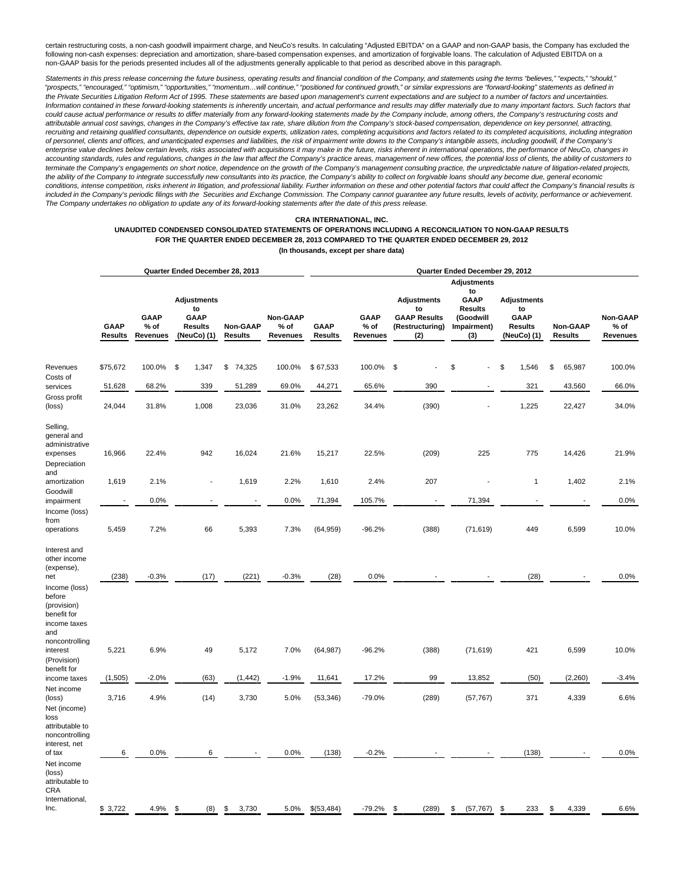certain restructuring costs, a non-cash goodwill impairment charge, and NeuCo's results. In calculating "Adjusted EBITDA" on a GAAP and non-GAAP basis, the Company has excluded the following non-cash expenses: depreciation and amortization, share-based compensation expenses, and amortization of forgivable loans. The calculation of Adjusted EBITDA on a non-GAAP basis for the periods presented includes all of the adjustments generally applicable to that period as described above in this paragraph.

*Statements in this press release concerning the future business, operating results and financial condition of the Company, and statements using the terms "believes," "expects," "should," "prospects," "encouraged," "optimism," "opportunities," "momentum…will continue," "positioned for continued growth," or similar expressions are "forward-looking" statements as defined in the Private Securities Litigation Reform Act of 1995. These statements are based upon management's current expectations and are subject to a number of factors and uncertainties. Information contained in these forward-looking statements is inherently uncertain, and actual performance and results may differ materially due to many important factors. Such factors that could cause actual performance or results to differ materially from any forward-looking statements made by the Company include, among others, the Company's restructuring costs and attributable annual cost savings, changes in the Company's effective tax rate, share dilution from the Company's stock-based compensation, dependence on key personnel, attracting, recruiting and retaining qualified consultants, dependence on outside experts, utilization rates, completing acquisitions and factors related to its completed acquisitions, including integration of personnel, clients and offices, and unanticipated expenses and liabilities, the risk of impairment write downs to the Company's intangible assets, including goodwill, if the Company's enterprise value declines below certain levels, risks associated with acquisitions it may make in the future, risks inherent in international operations, the performance of NeuCo, changes in accounting standards, rules and regulations, changes in the law that affect the Company's practice areas, management of new offices, the potential loss of clients, the ability of customers to terminate the Company's engagements on short notice, dependence on the growth of the Company's management consulting practice, the unpredictable nature of litigation-related projects, the ability of the Company to integrate successfully new consultants into its practice, the Company's ability to collect on forgivable loans should any become due, general economic conditions, intense competition, risks inherent in litigation, and professional liability. Further information on these and other potential factors that could affect the Company's financial results is included in the Company's periodic filings with the Securities and Exchange Commission. The Company cannot guarantee any future results, levels of activity, performance or achievement. The Company undertakes no obligation to update any of its forward-looking statements after the date of this press release.*

**CRA INTERNATIONAL, INC.**
**UNAUDITED CONDENSED CONSOLIDATED STATEMENTS OF OPERATIONS INCLUDING A RECONCILIATION TO NON-GAAP RESULTS**
**FOR THE QUARTER ENDED DECEMBER 28, 2013 COMPARED TO THE QUARTER ENDED DECEMBER 29, 2012**
**(In thousands, except per share data)**

| | Quarter Ended December 28, 2013 | | | | | Quarter Ended December 29, 2012 | | | | | | |
|---|---|---|---|---|---|---|---|---|---|---|---|---|
| | GAAP Results | GAAP % of Revenues | Adjustments to GAAP Results (NeuCo) (1) | Non-GAAP Results | Non-GAAP % of Revenues | GAAP Results | GAAP % of Revenues | Adjustments to GAAP Results (Restructuring) (2) | Adjustments to GAAP Results (Goodwill Impairment) (3) | Adjustments to GAAP Results (NeuCo) (1) | Non-GAAP Results | Non-GAAP % of Revenues |
| Revenues | $75,672 | 100.0% | $ 1,347 | $ 74,325 | 100.0% | $ 67,533 | 100.0% | $ - | $ - | $ 1,546 | $ 65,987 | 100.0% |
| Costs of services | 51,628 | 68.2% | 339 | 51,289 | 69.0% | 44,271 | 65.6% | 390 | - | 321 | 43,560 | 66.0% |
| Gross profit (loss) | 24,044 | 31.8% | 1,008 | 23,036 | 31.0% | 23,262 | 34.4% | (390) | - | 1,225 | 22,427 | 34.0% |
| Selling, general and administrative expenses | 16,966 | 22.4% | 942 | 16,024 | 21.6% | 15,217 | 22.5% | (209) | 225 | 775 | 14,426 | 21.9% |
| Depreciation and amortization | 1,619 | 2.1% | - | 1,619 | 2.2% | 1,610 | 2.4% | 207 | - | 1 | 1,402 | 2.1% |
| Goodwill impairment | - | 0.0% | - | - | 0.0% | 71,394 | 105.7% | - | 71,394 | - | - | 0.0% |
| Income (loss) from operations | 5,459 | 7.2% | 66 | 5,393 | 7.3% | (64,959) | -96.2% | (388) | (71,619) | 449 | 6,599 | 10.0% |
| Interest and other income (expense), net | (238) | -0.3% | (17) | (221) | -0.3% | (28) | 0.0% | - | - | (28) | - | 0.0% |
| Income (loss) before (provision) benefit for income taxes and noncontrolling interest | 5,221 | 6.9% | 49 | 5,172 | 7.0% | (64,987) | -96.2% | (388) | (71,619) | 421 | 6,599 | 10.0% |
| (Provision) benefit for income taxes | (1,505) | -2.0% | (63) | (1,442) | -1.9% | 11,641 | 17.2% | 99 | 13,852 | (50) | (2,260) | -3.4% |
| Net income (loss) | 3,716 | 4.9% | (14) | 3,730 | 5.0% | (53,346) | -79.0% | (289) | (57,767) | 371 | 4,339 | 6.6% |
| Net (income) loss attributable to noncontrolling interest, net of tax | 6 | 0.0% | 6 | - | 0.0% | (138) | -0.2% | - | - | (138) | - | 0.0% |
| Net income (loss) attributable to CRA International, Inc. | $ 3,722 | 4.9% | $ (8) | $ 3,730 | 5.0% | $(53,484) | -79.2% | $ (289) | $ (57,767) | $ 233 | $ 4,339 | 6.6% |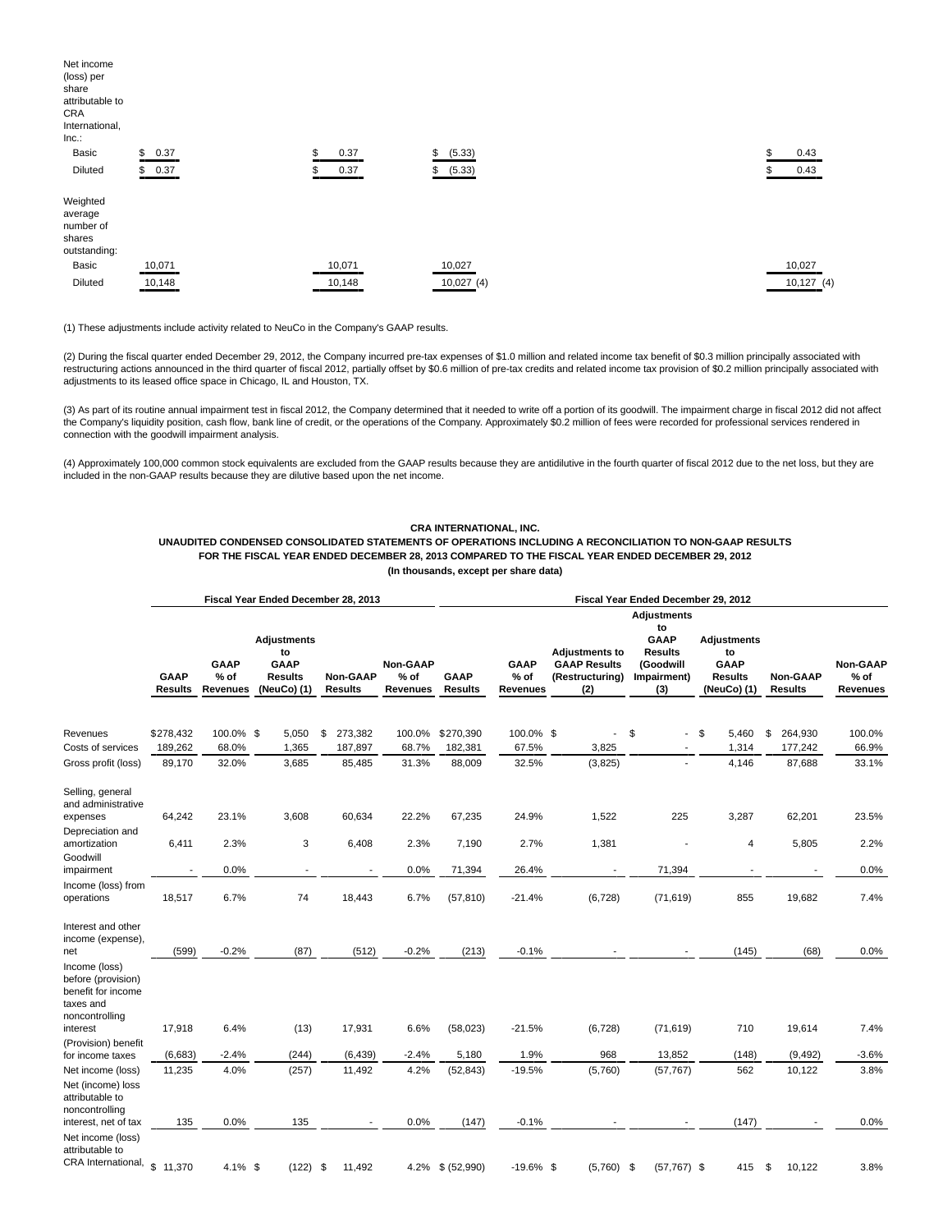| | | | | |
|---|---|---|---|---|
| Net income (loss) per share attributable to CRA International, Inc.: | | | | |
| Basic | $ 0.37 | $ 0.37 | $ (5.33) | $ 0.43 |
| Diluted | $ 0.37 | $ 0.37 | $ (5.33) | $ 0.43 |
| Weighted average number of shares outstanding: | | | | |
| Basic | 10,071 | 10,071 | 10,027 | 10,027 |
| Diluted | 10,148 | 10,148 | 10,027 (4) | 10,127 (4) |

(1) These adjustments include activity related to NeuCo in the Company's GAAP results.

(2) During the fiscal quarter ended December 29, 2012, the Company incurred pre-tax expenses of $1.0 million and related income tax benefit of $0.3 million principally associated with restructuring actions announced in the third quarter of fiscal 2012, partially offset by $0.6 million of pre-tax credits and related income tax provision of $0.2 million principally associated with adjustments to its leased office space in Chicago, IL and Houston, TX.

(3) As part of its routine annual impairment test in fiscal 2012, the Company determined that it needed to write off a portion of its goodwill. The impairment charge in fiscal 2012 did not affect the Company's liquidity position, cash flow, bank line of credit, or the operations of the Company. Approximately $0.2 million of fees were recorded for professional services rendered in connection with the goodwill impairment analysis.

(4) Approximately 100,000 common stock equivalents are excluded from the GAAP results because they are antidilutive in the fourth quarter of fiscal 2012 due to the net loss, but they are included in the non-GAAP results because they are dilutive based upon the net income.

**CRA INTERNATIONAL, INC.**
**UNAUDITED CONDENSED CONSOLIDATED STATEMENTS OF OPERATIONS INCLUDING A RECONCILIATION TO NON-GAAP RESULTS**
**FOR THE FISCAL YEAR ENDED DECEMBER 28, 2013 COMPARED TO THE FISCAL YEAR ENDED DECEMBER 29, 2012**
**(In thousands, except per share data)**

| | Fiscal Year Ended December 28, 2013 | | | | | Fiscal Year Ended December 29, 2012 | | | | | | |
|---|---|---|---|---|---|---|---|---|---|---|---|---|
| | GAAP Results | GAAP % of Revenues | Adjustments to GAAP Results (NeuCo) (1) | Non-GAAP Results | Non-GAAP % of Revenues | GAAP Results | GAAP % of Revenues | Adjustments to GAAP Results (Restructuring) (2) | Adjustments to GAAP Results (Goodwill Impairment) (3) | Adjustments to GAAP Results (NeuCo) (1) | Non-GAAP Results | Non-GAAP % of Revenues |
| Revenues | $278,432 | 100.0% | $ 5,050 | $ 273,382 | 100.0% | $270,390 | 100.0% | $ - | $ - | $ 5,460 | $ 264,930 | 100.0% |
| Costs of services | 189,262 | 68.0% | 1,365 | 187,897 | 68.7% | 182,381 | 67.5% | 3,825 | - | 1,314 | 177,242 | 66.9% |
| Gross profit (loss) | 89,170 | 32.0% | 3,685 | 85,485 | 31.3% | 88,009 | 32.5% | (3,825) | - | 4,146 | 87,688 | 33.1% |
| Selling, general and administrative expenses | 64,242 | 23.1% | 3,608 | 60,634 | 22.2% | 67,235 | 24.9% | 1,522 | 225 | 3,287 | 62,201 | 23.5% |
| Depreciation and amortization | 6,411 | 2.3% | 3 | 6,408 | 2.3% | 7,190 | 2.7% | 1,381 | - | 4 | 5,805 | 2.2% |
| Goodwill impairment | - | 0.0% | - | - | 0.0% | 71,394 | 26.4% | - | 71,394 | - | - | 0.0% |
| Income (loss) from operations | 18,517 | 6.7% | 74 | 18,443 | 6.7% | (57,810) | -21.4% | (6,728) | (71,619) | 855 | 19,682 | 7.4% |
| Interest and other income (expense), net | (599) | -0.2% | (87) | (512) | -0.2% | (213) | -0.1% | - | - | (145) | (68) | 0.0% |
| Income (loss) before (provision) benefit for income taxes and noncontrolling interest | 17,918 | 6.4% | (13) | 17,931 | 6.6% | (58,023) | -21.5% | (6,728) | (71,619) | 710 | 19,614 | 7.4% |
| (Provision) benefit for income taxes | (6,683) | -2.4% | (244) | (6,439) | -2.4% | 5,180 | 1.9% | 968 | 13,852 | (148) | (9,492) | -3.6% |
| Net income (loss) | 11,235 | 4.0% | (257) | 11,492 | 4.2% | (52,843) | -19.5% | (5,760) | (57,767) | 562 | 10,122 | 3.8% |
| Net (income) loss attributable to noncontrolling interest, net of tax | 135 | 0.0% | 135 | - | 0.0% | (147) | -0.1% | - | - | (147) | - | 0.0% |
| Net income (loss) attributable to CRA International, | $ 11,370 | 4.1% | $ (122) | $ 11,492 | 4.2% | $ (52,990) | -19.6% | $ (5,760) | $ (57,767) | $ 415 | $ 10,122 | 3.8% |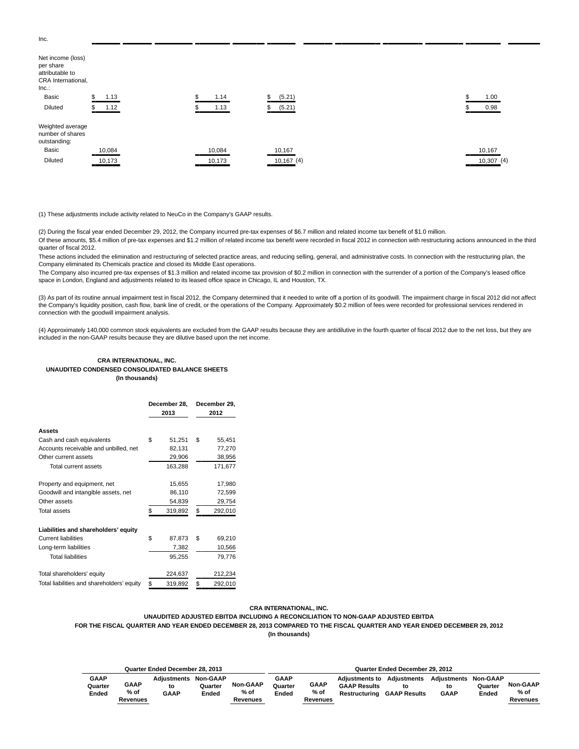Inc.

| Net income (loss) per share attributable to CRA International, Inc.: | | | | |
|---|---|---|---|---|
| Basic | $ 1.13 | $ 1.14 | $ (5.21) | $ 1.00 |
| Diluted | $ 1.12 | $ 1.13 | $ (5.21) | $ 0.98 |
| Weighted average number of shares outstanding: | | | | |
| Basic | 10,084 | 10,084 | 10,167 | 10,167 |
| Diluted | 10,173 | 10,173 | 10,167 (4) | 10,307 (4) |

(1) These adjustments include activity related to NeuCo in the Company's GAAP results.

(2) During the fiscal year ended December 29, 2012, the Company incurred pre-tax expenses of $6.7 million and related income tax benefit of $1.0 million.
Of these amounts, $5.4 million of pre-tax expenses and $1.2 million of related income tax benefit were recorded in fiscal 2012 in connection with restructuring actions announced in the third quarter of fiscal 2012.
These actions included the elimination and restructuring of selected practice areas, and reducing selling, general, and administrative costs. In connection with the restructuring plan, the Company eliminated its Chemicals practice and closed its Middle East operations.
The Company also incurred pre-tax expenses of $1.3 million and related income tax provision of $0.2 million in connection with the surrender of a portion of the Company's leased office space in London, England and adjustments related to its leased office space in Chicago, IL and Houston, TX.

(3) As part of its routine annual impairment test in fiscal 2012, the Company determined that it needed to write off a portion of its goodwill. The impairment charge in fiscal 2012 did not affect the Company's liquidity position, cash flow, bank line of credit, or the operations of the Company. Approximately $0.2 million of fees were recorded for professional services rendered in connection with the goodwill impairment analysis.

(4) Approximately 140,000 common stock equivalents are excluded from the GAAP results because they are antidilutive in the fourth quarter of fiscal 2012 due to the net loss, but they are included in the non-GAAP results because they are dilutive based upon the net income.

**CRA INTERNATIONAL, INC.**
**UNAUDITED CONDENSED CONSOLIDATED BALANCE SHEETS**
**(In thousands)**

| | December 28, 2013 | December 29, 2012 |
|---|---|---|
| **Assets** | | |
| Cash and cash equivalents | $ 51,251 | $ 55,451 |
| Accounts receivable and unbilled, net | 82,131 | 77,270 |
| Other current assets | 29,906 | 38,956 |
| Total current assets | 163,288 | 171,677 |
| Property and equipment, net | 15,655 | 17,980 |
| Goodwill and intangible assets, net | 86,110 | 72,599 |
| Other assets | 54,839 | 29,754 |
| Total assets | $ 319,892 | $ 292,010 |
| **Liabilities and shareholders' equity** | | |
| Current liabilities | $ 87,873 | $ 69,210 |
| Long-term liabilities | 7,382 | 10,566 |
| Total liabilities | 95,255 | 79,776 |
| Total shareholders' equity | 224,637 | 212,234 |
| Total liabilities and shareholders' equity | $ 319,892 | $ 292,010 |

**CRA INTERNATIONAL, INC.**
**UNAUDITED ADJUSTED EBITDA INCLUDING A RECONCILIATION TO NON-GAAP ADJUSTED EBITDA**
**FOR THE FISCAL QUARTER AND YEAR ENDED DECEMBER 28, 2013 COMPARED TO THE FISCAL QUARTER AND YEAR ENDED DECEMBER 29, 2012**
**(In thousands)**

| Quarter Ended December 28, 2013 | | | | | Quarter Ended December 29, 2012 | | | | | | |
|---|---|---|---|---|---|---|---|---|---|---|---|
| GAAP Quarter Ended | GAAP % of Revenues | Adjustments to GAAP | Non-GAAP Quarter Ended | Non-GAAP % of Revenues | GAAP Quarter Ended | GAAP % of Revenues | Adjustments to GAAP Results Restructuring | Adjustments to GAAP Results | Adjustments to GAAP | Non-GAAP Quarter Ended | Non-GAAP % of Revenues |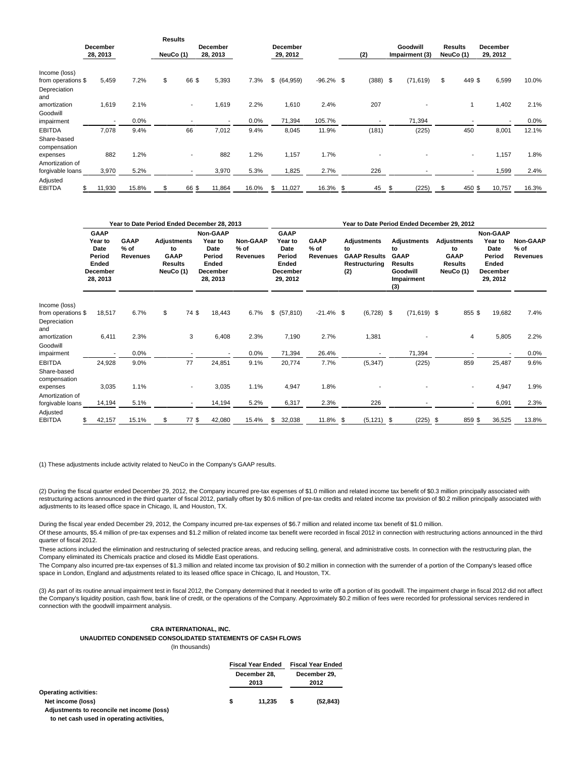| | December 28, 2013 | | Results NeuCo (1) | December 28, 2013 | | December 29, 2012 | | (2) | Goodwill Impairment (3) | Results NeuCo (1) | December 29, 2012 | |
|---|---|---|---|---|---|---|---|---|---|---|---|---|
| Income (loss) from operations | $ 5,459 | 7.2% | $ 66 | $ 5,393 | 7.3% | $ (64,959) | -96.2% | $ (388) | $ (71,619) | $ 449 | $ 6,599 | 10.0% |
| Depreciation and amortization | 1,619 | 2.1% | - | 1,619 | 2.2% | 1,610 | 2.4% | 207 | - | 1 | 1,402 | 2.1% |
| Goodwill impairment | - | 0.0% | - | - | 0.0% | 71,394 | 105.7% | - | 71,394 | - | - | 0.0% |
| EBITDA | 7,078 | 9.4% | 66 | 7,012 | 9.4% | 8,045 | 11.9% | (181) | (225) | 450 | 8,001 | 12.1% |
| Share-based compensation expenses | 882 | 1.2% | - | 882 | 1.2% | 1,157 | 1.7% | - | - | - | 1,157 | 1.8% |
| Amortization of forgivable loans | 3,970 | 5.2% | - | 3,970 | 5.3% | 1,825 | 2.7% | 226 | - | - | 1,599 | 2.4% |
| Adjusted EBITDA | $ 11,930 | 15.8% | $ 66 | $ 11,864 | 16.0% | $ 11,027 | 16.3% | $ 45 | $ (225) | $ 450 | $ 10,757 | 16.3% |

| | Year to Date Period Ended December 28, 2013 | | | | | Year to Date Period Ended December 29, 2012 | | | | | | |
|---|---|---|---|---|---|---|---|---|---|---|---|---|
| | GAAP Year to Date Period Ended December 28, 2013 | GAAP % of Revenues | Adjustments to GAAP Results NeuCo (1) | Non-GAAP Year to Date Period Ended December 28, 2013 | Non-GAAP % of Revenues | GAAP Year to Date Period Ended December 29, 2012 | GAAP % of Revenues | Adjustments to GAAP Results Restructuring (2) | Adjustments to GAAP Results Goodwill Impairment (3) | Adjustments to GAAP Results NeuCo (1) | Non-GAAP Year to Date Period Ended December 29, 2012 | Non-GAAP % of Revenues |
| Income (loss) from operations | $ 18,517 | 6.7% | $ 74 | $ 18,443 | 6.7% | $ (57,810) | -21.4% | $ (6,728) | $ (71,619) | $ 855 | $ 19,682 | 7.4% |
| Depreciation and amortization | 6,411 | 2.3% | 3 | 6,408 | 2.3% | 7,190 | 2.7% | 1,381 | - | 4 | 5,805 | 2.2% |
| Goodwill impairment | - | 0.0% | - | - | 0.0% | 71,394 | 26.4% | - | 71,394 | - | - | 0.0% |
| EBITDA | 24,928 | 9.0% | 77 | 24,851 | 9.1% | 20,774 | 7.7% | (5,347) | (225) | 859 | 25,487 | 9.6% |
| Share-based compensation expenses | 3,035 | 1.1% | - | 3,035 | 1.1% | 4,947 | 1.8% | - | - | - | 4,947 | 1.9% |
| Amortization of forgivable loans | 14,194 | 5.1% | - | 14,194 | 5.2% | 6,317 | 2.3% | 226 | - | - | 6,091 | 2.3% |
| Adjusted EBITDA | $ 42,157 | 15.1% | $ 77 | $ 42,080 | 15.4% | $ 32,038 | 11.8% | $ (5,121) | $ (225) | $ 859 | $ 36,525 | 13.8% |

(1) These adjustments include activity related to NeuCo in the Company's GAAP results.

(2) During the fiscal quarter ended December 29, 2012, the Company incurred pre-tax expenses of $1.0 million and related income tax benefit of $0.3 million principally associated with restructuring actions announced in the third quarter of fiscal 2012, partially offset by $0.6 million of pre-tax credits and related income tax provision of $0.2 million principally associated with adjustments to its leased office space in Chicago, IL and Houston, TX.

During the fiscal year ended December 29, 2012, the Company incurred pre-tax expenses of $6.7 million and related income tax benefit of $1.0 million.

Of these amounts, $5.4 million of pre-tax expenses and $1.2 million of related income tax benefit were recorded in fiscal 2012 in connection with restructuring actions announced in the third quarter of fiscal 2012.

These actions included the elimination and restructuring of selected practice areas, and reducing selling, general, and administrative costs. In connection with the restructuring plan, the Company eliminated its Chemicals practice and closed its Middle East operations.

The Company also incurred pre-tax expenses of $1.3 million and related income tax provision of $0.2 million in connection with the surrender of a portion of the Company's leased office space in London, England and adjustments related to its leased office space in Chicago, IL and Houston, TX.

(3) As part of its routine annual impairment test in fiscal 2012, the Company determined that it needed to write off a portion of its goodwill. The impairment charge in fiscal 2012 did not affect the Company's liquidity position, cash flow, bank line of credit, or the operations of the Company. Approximately $0.2 million of fees were recorded for professional services rendered in connection with the goodwill impairment analysis.

**CRA INTERNATIONAL, INC.**
**UNAUDITED CONDENSED CONSOLIDATED STATEMENTS OF CASH FLOWS**
(In thousands)

| | Fiscal Year Ended December 28, 2013 | Fiscal Year Ended December 29, 2012 |
|---|---|---|
| **Operating activities:** | | |
| **Net income (loss)** | **$ 11,235** | **$ (52,843)** |
| **Adjustments to reconcile net income (loss) to net cash used in operating activities,** | | |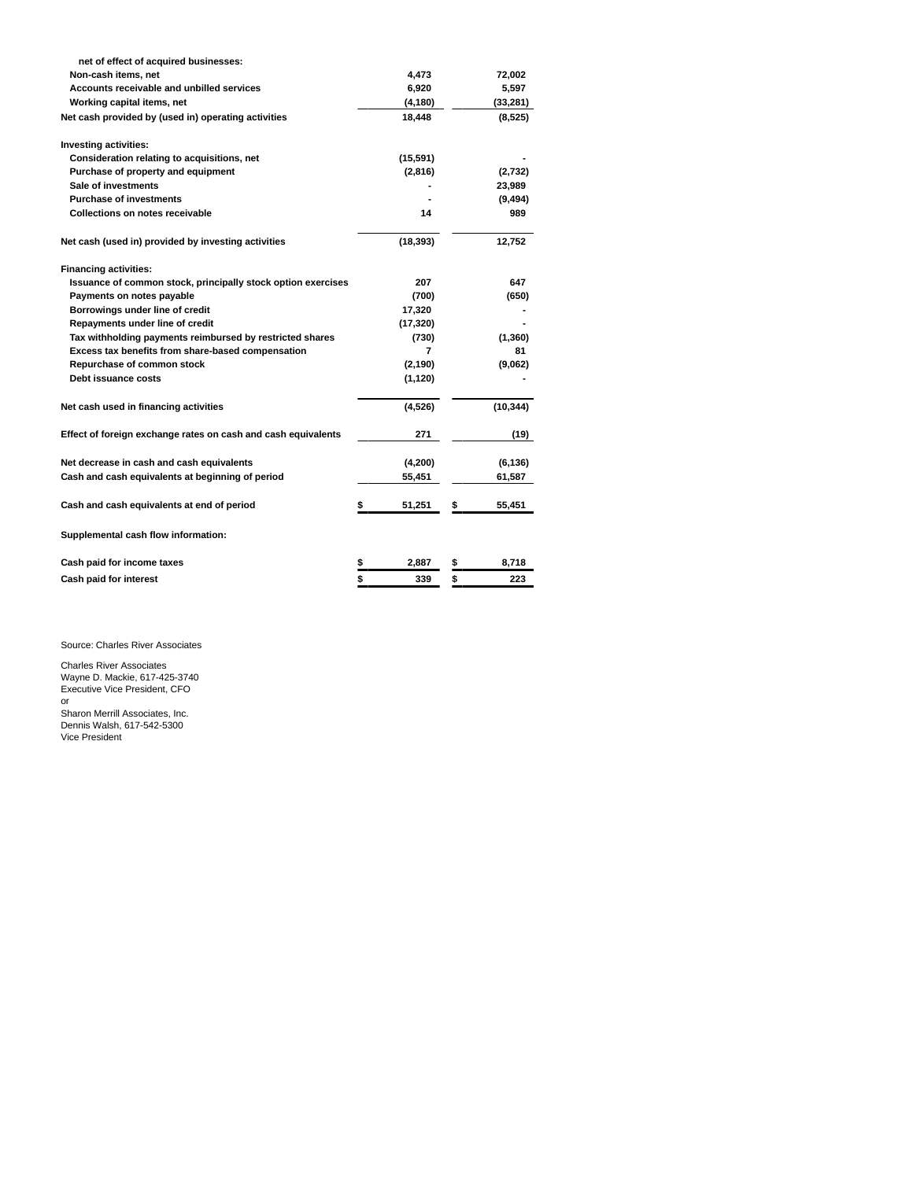| | | |
|---|---|---|
| net of effect of acquired businesses: | | |
| Non-cash items, net | 4,473 | 72,002 |
| Accounts receivable and unbilled services | 6,920 | 5,597 |
| Working capital items, net | (4,180) | (33,281) |
| Net cash provided by (used in) operating activities | 18,448 | (8,525) |
| | | |
| Investing activities: | | |
| Consideration relating to acquisitions, net | (15,591) | - |
| Purchase of property and equipment | (2,816) | (2,732) |
| Sale of investments | - | 23,989 |
| Purchase of investments | - | (9,494) |
| Collections on notes receivable | 14 | 989 |
| | | |
| Net cash (used in) provided by investing activities | (18,393) | 12,752 |
| | | |
| Financing activities: | | |
| Issuance of common stock, principally stock option exercises | 207 | 647 |
| Payments on notes payable | (700) | (650) |
| Borrowings under line of credit | 17,320 | - |
| Repayments under line of credit | (17,320) | - |
| Tax withholding payments reimbursed by restricted shares | (730) | (1,360) |
| Excess tax benefits from share-based compensation | 7 | 81 |
| Repurchase of common stock | (2,190) | (9,062) |
| Debt issuance costs | (1,120) | - |
| | | |
| Net cash used in financing activities | (4,526) | (10,344) |
| | | |
| Effect of foreign exchange rates on cash and cash equivalents | 271 | (19) |
| | | |
| Net decrease in cash and cash equivalents | (4,200) | (6,136) |
| Cash and cash equivalents at beginning of period | 55,451 | 61,587 |
| | | |
| Cash and cash equivalents at end of period | $ 51,251 | $ 55,451 |
| | | |
| Supplemental cash flow information: | | |
| | | |
| Cash paid for income taxes | $ 2,887 | $ 8,718 |
| Cash paid for interest | $ 339 | $ 223 |

Source: Charles River Associates

Charles River Associates
Wayne D. Mackie, 617-425-3740
Executive Vice President, CFO
or
Sharon Merrill Associates, Inc.
Dennis Walsh, 617-542-5300
Vice President